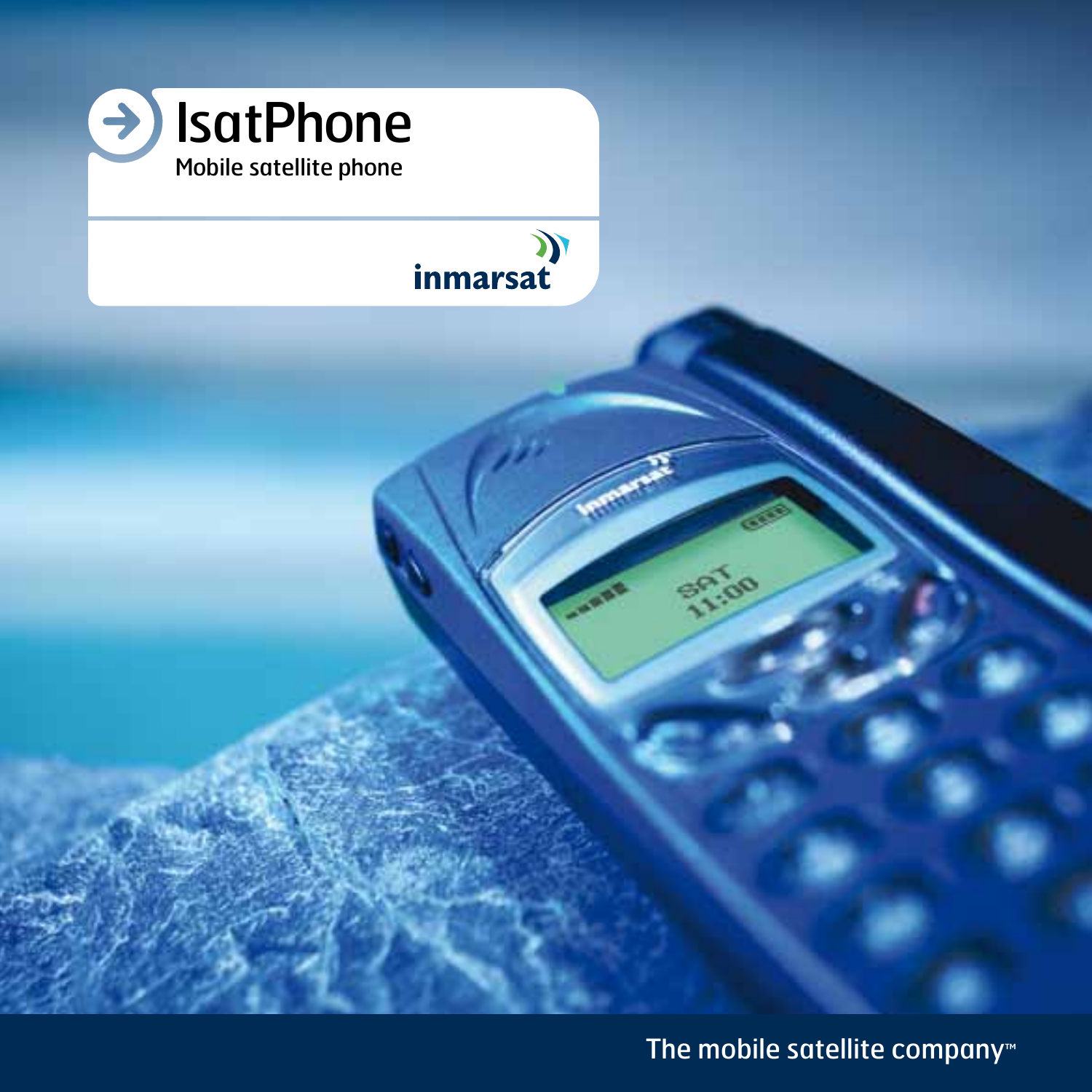# IsatPhone

Mobile satellite phone

inmarsat

The mobile satellite company™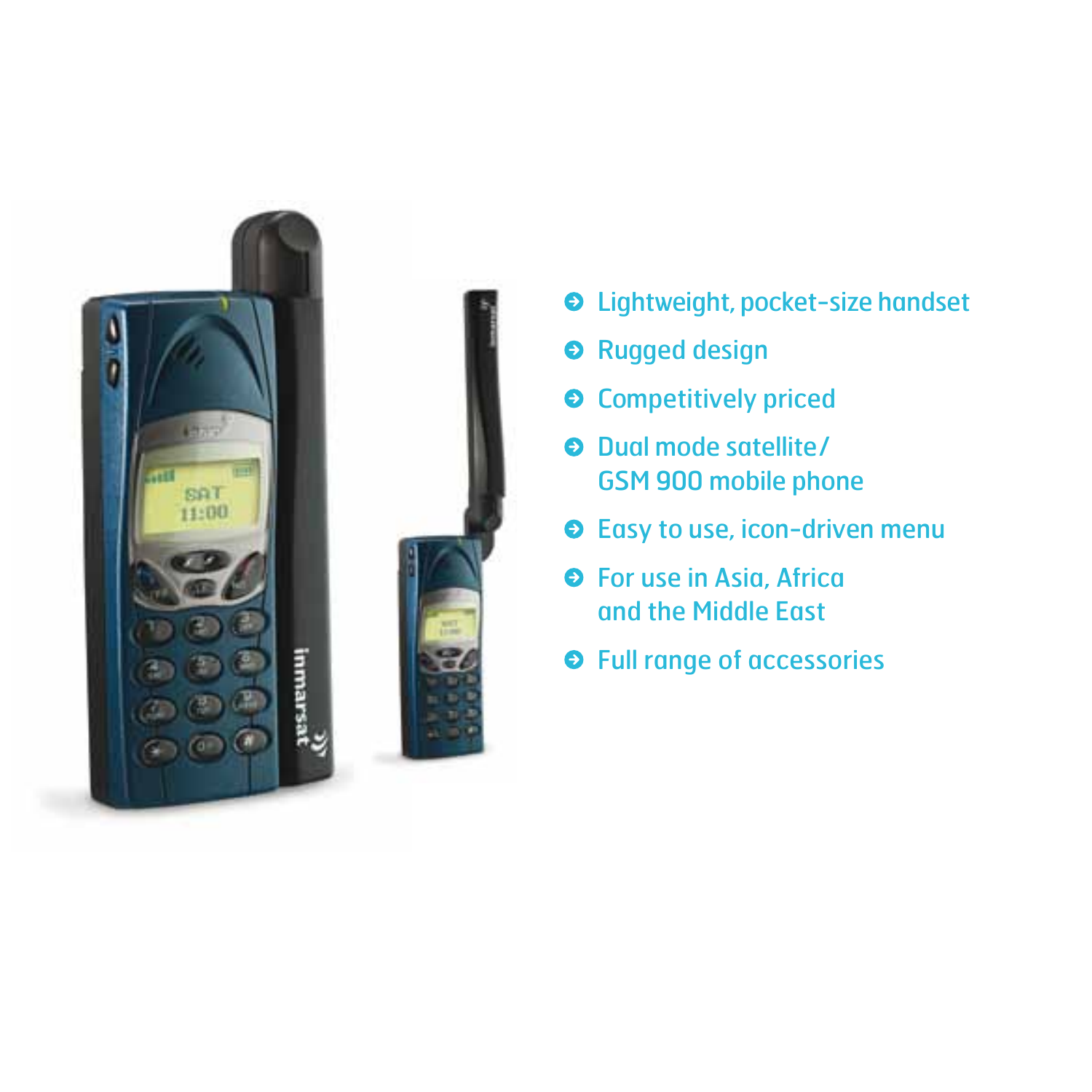- Lightweight, pocket-size handset
- Rugged design
- Competitively priced
- Dual mode satellite/ GSM 900 mobile phone
- Easy to use, icon-driven menu
- For use in Asia, Africa and the Middle East
- Full range of accessories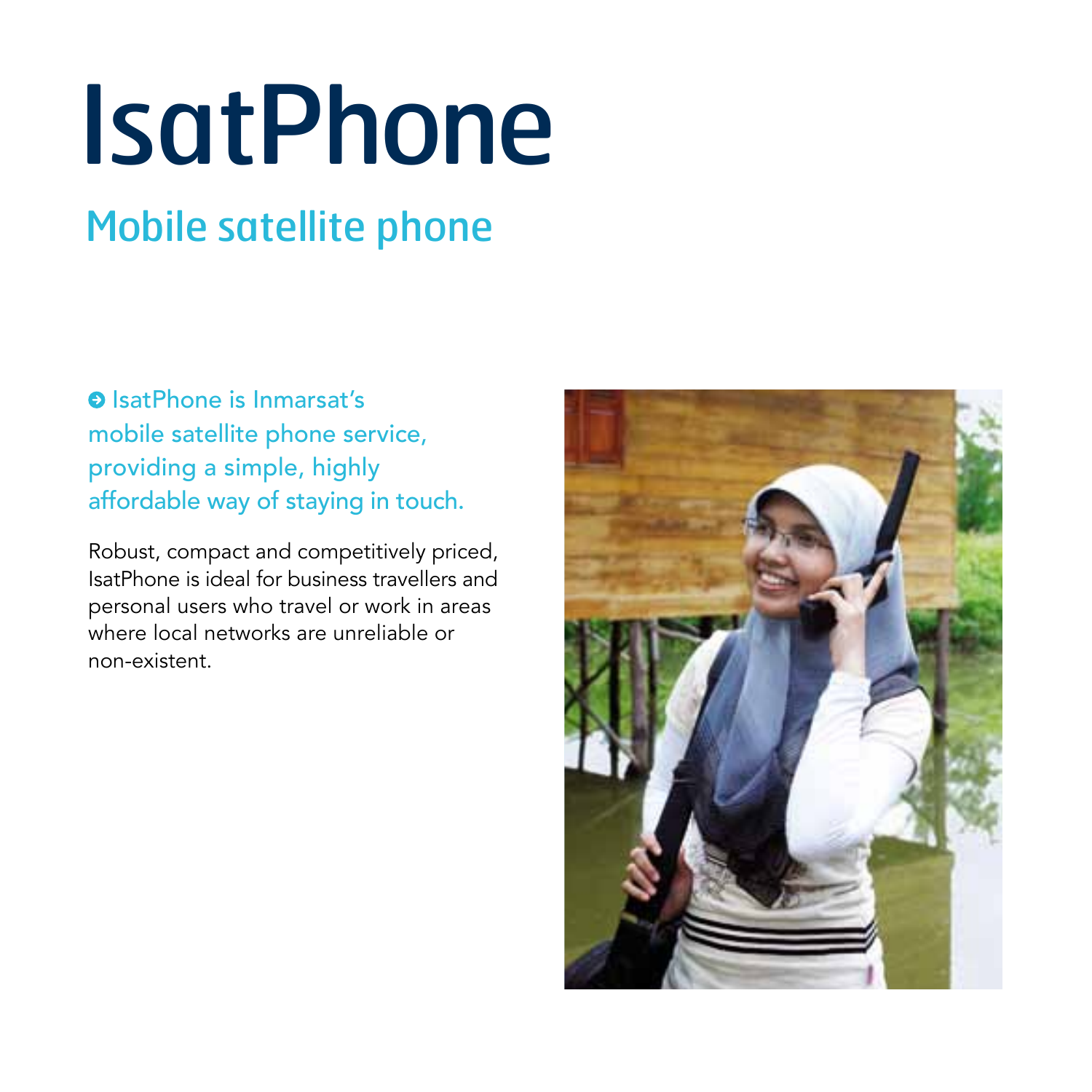# IsatPhone

## Mobile satellite phone

IsatPhone is Inmarsat's mobile satellite phone service, providing a simple, highly affordable way of staying in touch.

Robust, compact and competitively priced, IsatPhone is ideal for business travellers and personal users who travel or work in areas where local networks are unreliable or non-existent.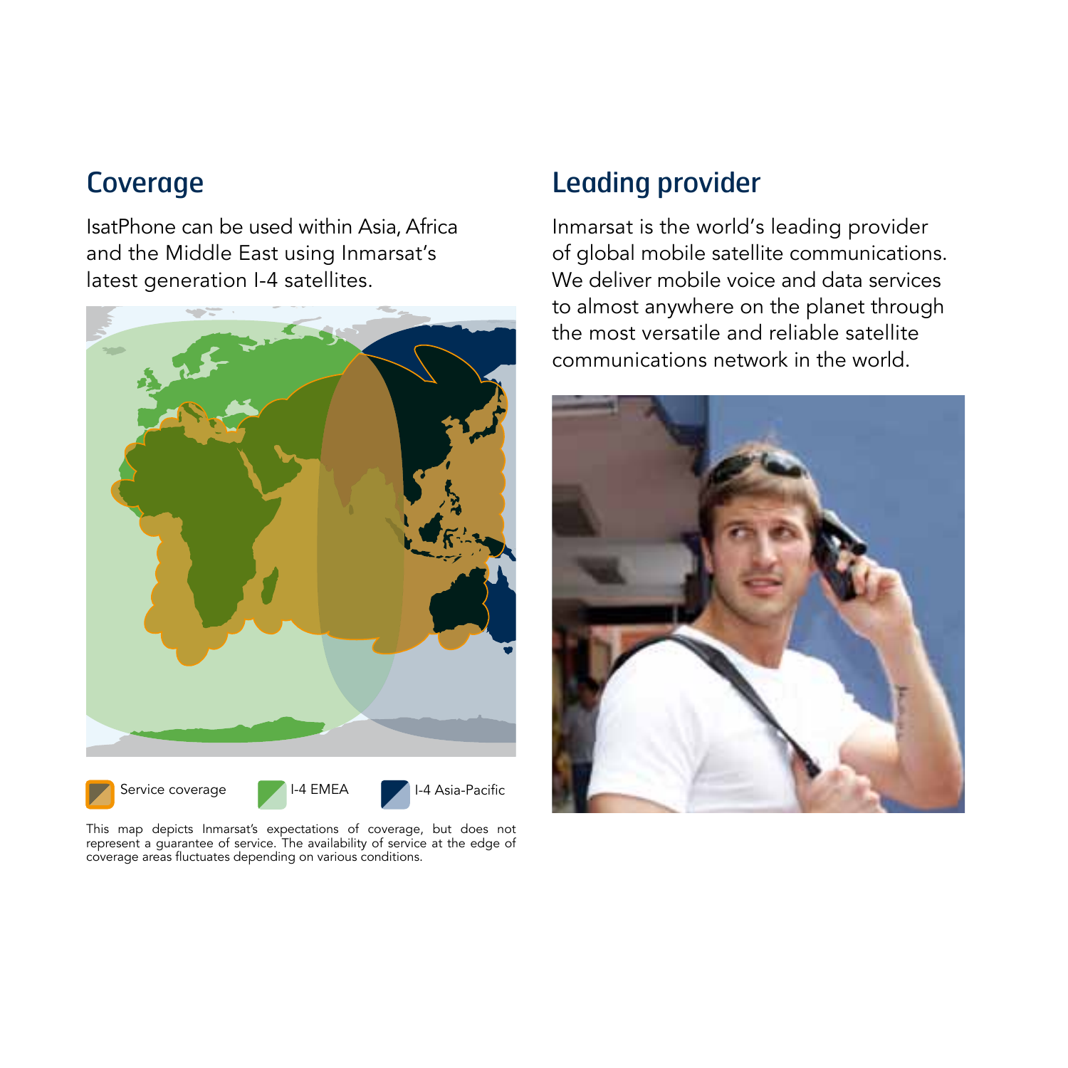## Coverage

IsatPhone can be used within Asia, Africa and the Middle East using Inmarsat's latest generation I-4 satellites.

Service coverage    I-4 EMEA    I-4 Asia-Pacific

This map depicts Inmarsat's expectations of coverage, but does not represent a guarantee of service. The availability of service at the edge of coverage areas fluctuates depending on various conditions.

## Leading provider

Inmarsat is the world's leading provider of global mobile satellite communications. We deliver mobile voice and data services to almost anywhere on the planet through the most versatile and reliable satellite communications network in the world.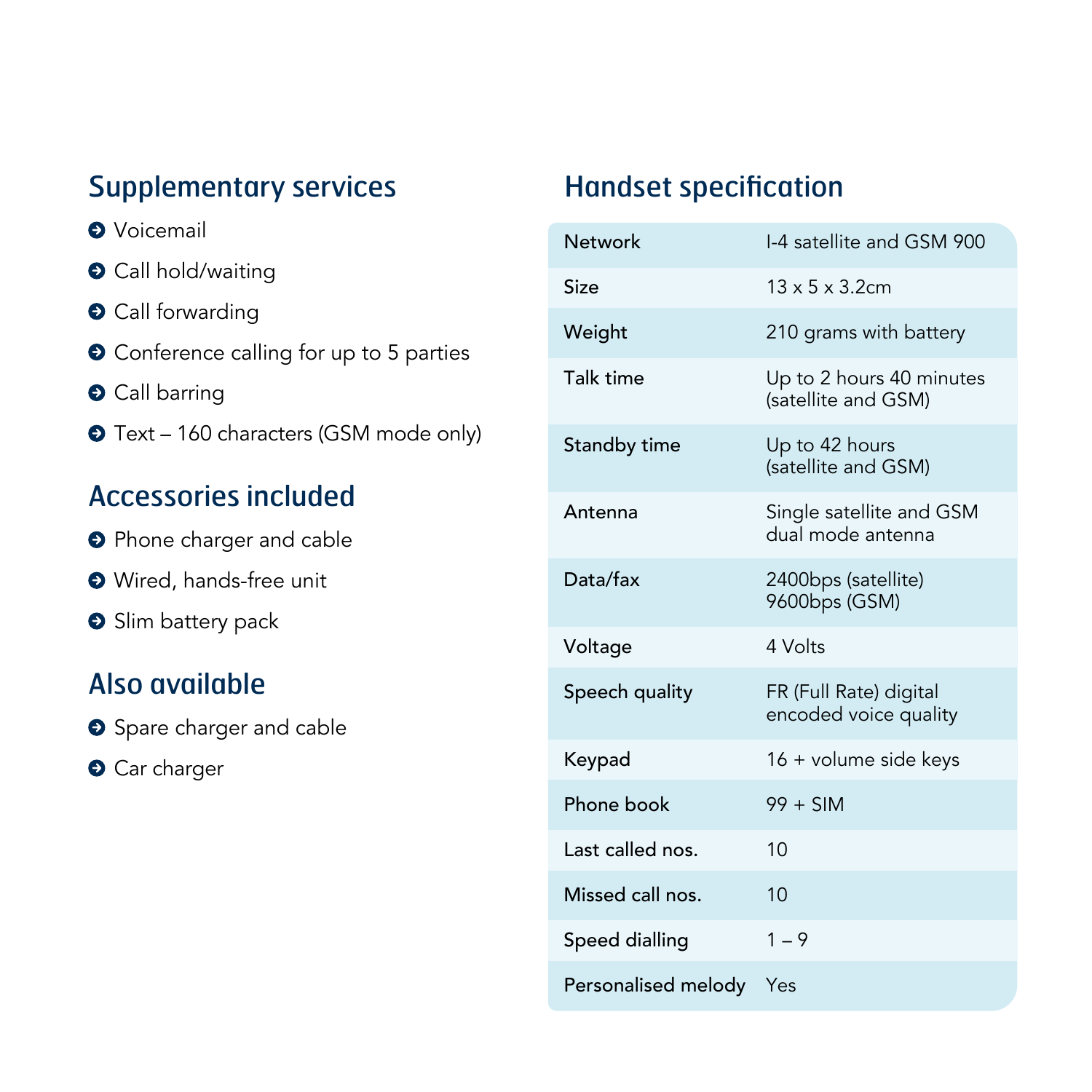## Supplementary services

- Voicemail
- Call hold/waiting
- Call forwarding
- Conference calling for up to 5 parties
- Call barring
- Text – 160 characters (GSM mode only)

## Accessories included

- Phone charger and cable
- Wired, hands-free unit
- Slim battery pack

## Also available

- Spare charger and cable
- Car charger

## Handset specification

| | |
|---|---|
| Network | I-4 satellite and GSM 900 |
| Size | 13 x 5 x 3.2cm |
| Weight | 210 grams with battery |
| Talk time | Up to 2 hours 40 minutes (satellite and GSM) |
| Standby time | Up to 42 hours (satellite and GSM) |
| Antenna | Single satellite and GSM dual mode antenna |
| Data/fax | 2400bps (satellite) 9600bps (GSM) |
| Voltage | 4 Volts |
| Speech quality | FR (Full Rate) digital encoded voice quality |
| Keypad | 16 + volume side keys |
| Phone book | 99 + SIM |
| Last called nos. | 10 |
| Missed call nos. | 10 |
| Speed dialling | 1 – 9 |
| Personalised melody | Yes |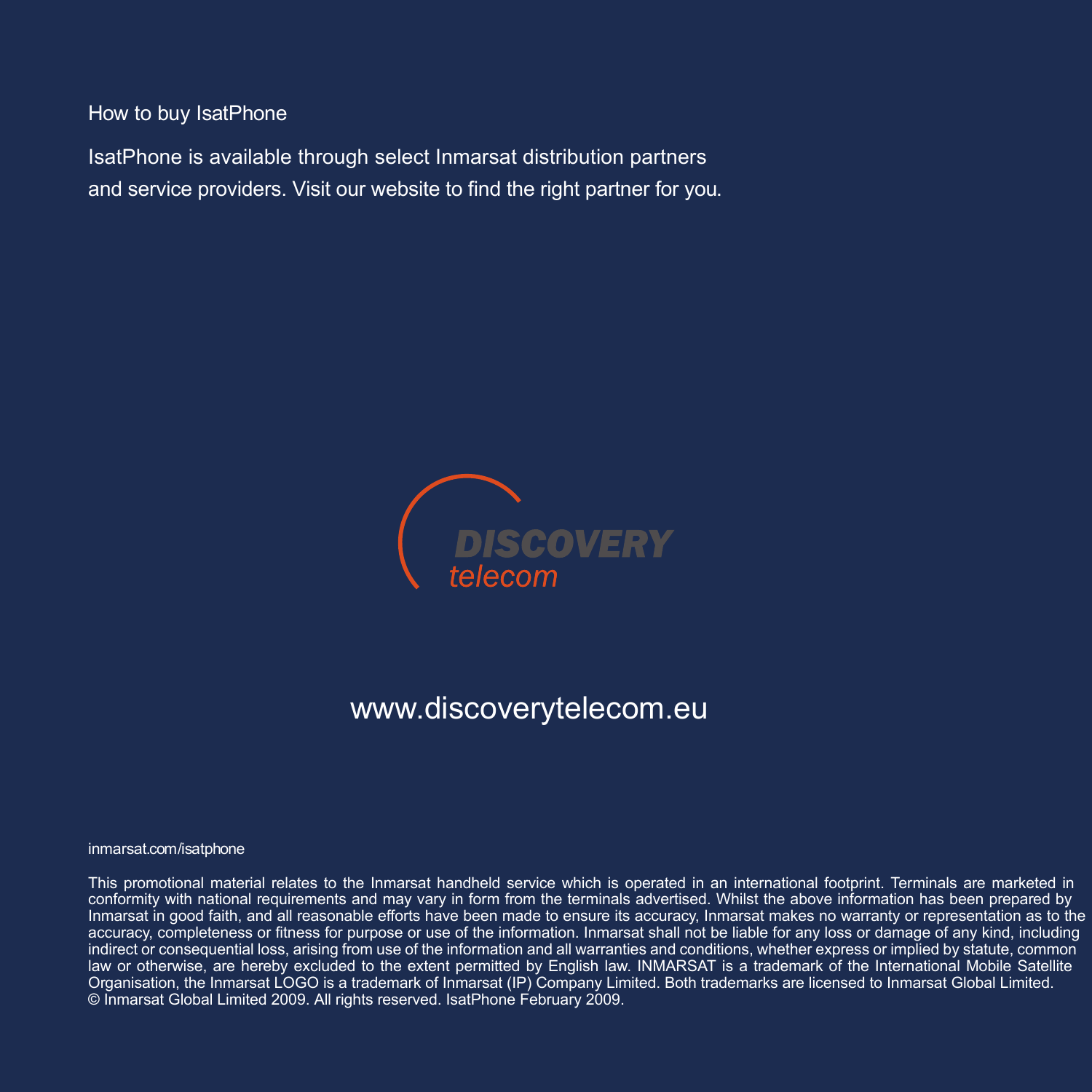## How to buy IsatPhone

IsatPhone is available through select Inmarsat distribution partners and service providers. Visit our website to find the right partner for you.

DISCOVERY
telecom

www.discoverytelecom.eu

inmarsat.com/isatphone

This promotional material relates to the Inmarsat handheld service which is operated in an international footprint. Terminals are marketed in conformity with national requirements and may vary in form from the terminals advertised. Whilst the above information has been prepared by Inmarsat in good faith, and all reasonable efforts have been made to ensure its accuracy, Inmarsat makes no warranty or representation as to the accuracy, completeness or fitness for purpose or use of the information. Inmarsat shall not be liable for any loss or damage of any kind, including indirect or consequential loss, arising from use of the information and all warranties and conditions, whether express or implied by statute, common law or otherwise, are hereby excluded to the extent permitted by English law. INMARSAT is a trademark of the International Mobile Satellite Organisation, the Inmarsat LOGO is a trademark of Inmarsat (IP) Company Limited. Both trademarks are licensed to Inmarsat Global Limited. © Inmarsat Global Limited 2009. All rights reserved. IsatPhone February 2009.